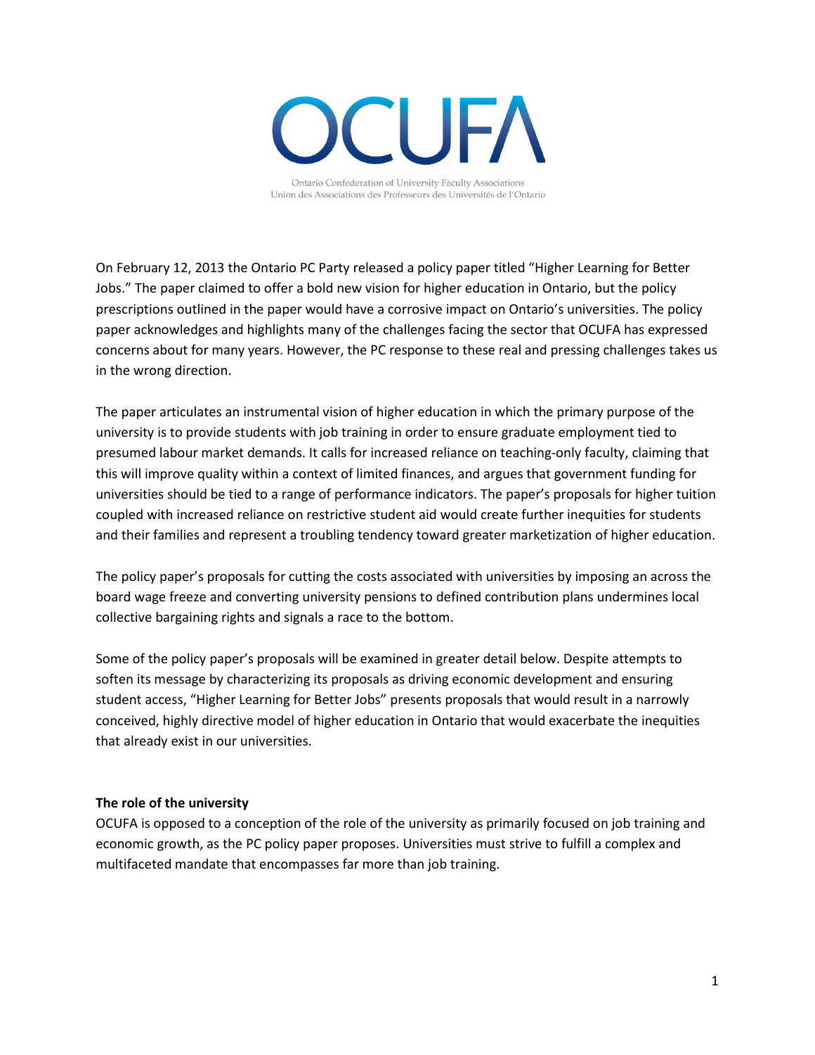OCUFA

Ontario Confederation of University Faculty Associations
Union des Associations des Professeurs des Universités de l'Ontario

On February 12, 2013 the Ontario PC Party released a policy paper titled "Higher Learning for Better Jobs." The paper claimed to offer a bold new vision for higher education in Ontario, but the policy prescriptions outlined in the paper would have a corrosive impact on Ontario's universities. The policy paper acknowledges and highlights many of the challenges facing the sector that OCUFA has expressed concerns about for many years. However, the PC response to these real and pressing challenges takes us in the wrong direction.

The paper articulates an instrumental vision of higher education in which the primary purpose of the university is to provide students with job training in order to ensure graduate employment tied to presumed labour market demands. It calls for increased reliance on teaching-only faculty, claiming that this will improve quality within a context of limited finances, and argues that government funding for universities should be tied to a range of performance indicators. The paper's proposals for higher tuition coupled with increased reliance on restrictive student aid would create further inequities for students and their families and represent a troubling tendency toward greater marketization of higher education.

The policy paper's proposals for cutting the costs associated with universities by imposing an across the board wage freeze and converting university pensions to defined contribution plans undermines local collective bargaining rights and signals a race to the bottom.

Some of the policy paper's proposals will be examined in greater detail below. Despite attempts to soften its message by characterizing its proposals as driving economic development and ensuring student access, "Higher Learning for Better Jobs" presents proposals that would result in a narrowly conceived, highly directive model of higher education in Ontario that would exacerbate the inequities that already exist in our universities.

**The role of the university**

OCUFA is opposed to a conception of the role of the university as primarily focused on job training and economic growth, as the PC policy paper proposes. Universities must strive to fulfill a complex and multifaceted mandate that encompasses far more than job training.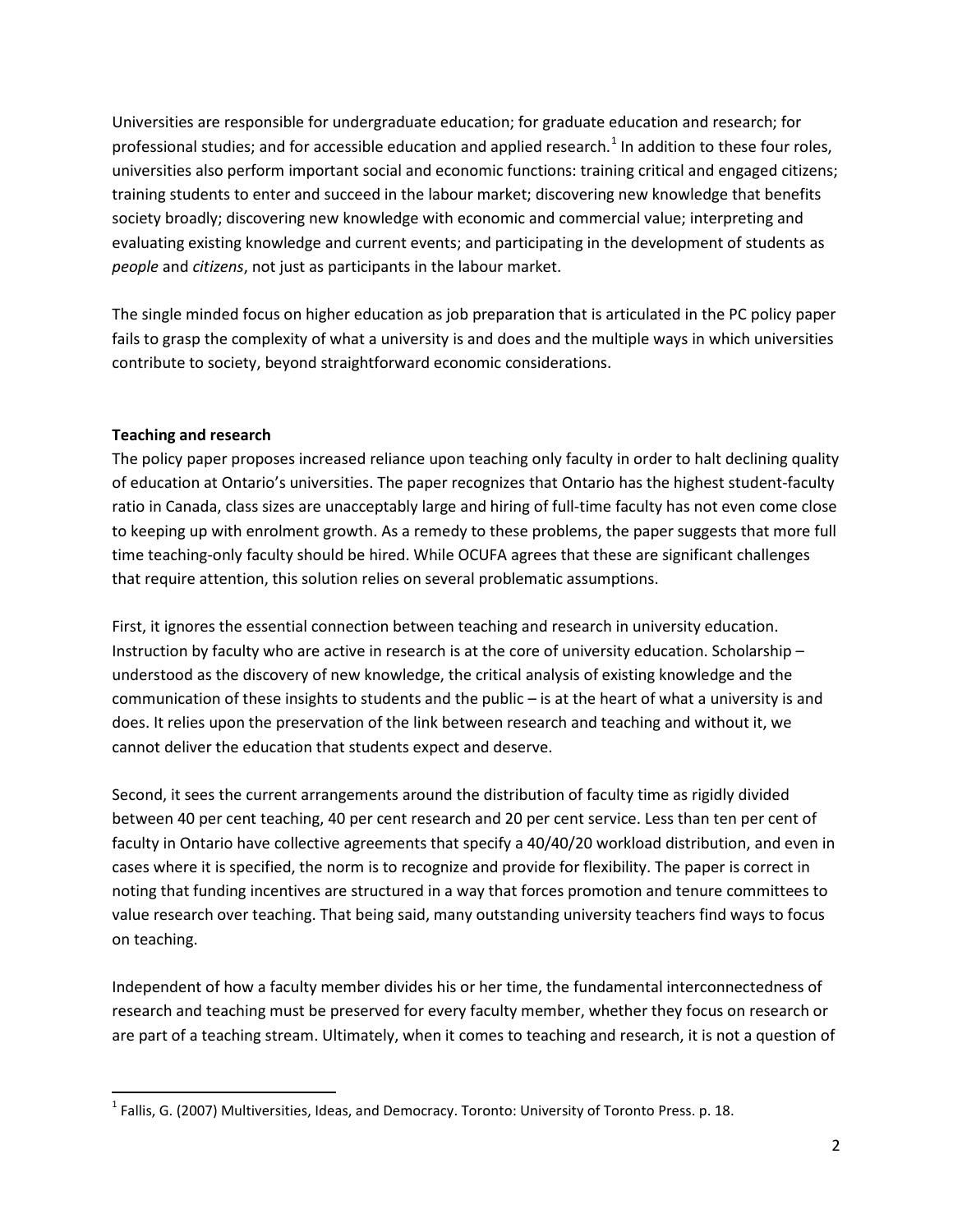Universities are responsible for undergraduate education; for graduate education and research; for professional studies; and for accessible education and applied research.[1] In addition to these four roles, universities also perform important social and economic functions: training critical and engaged citizens; training students to enter and succeed in the labour market; discovering new knowledge that benefits society broadly; discovering new knowledge with economic and commercial value; interpreting and evaluating existing knowledge and current events; and participating in the development of students as *people* and *citizens*, not just as participants in the labour market.

The single minded focus on higher education as job preparation that is articulated in the PC policy paper fails to grasp the complexity of what a university is and does and the multiple ways in which universities contribute to society, beyond straightforward economic considerations.

**Teaching and research**

The policy paper proposes increased reliance upon teaching only faculty in order to halt declining quality of education at Ontario's universities. The paper recognizes that Ontario has the highest student-faculty ratio in Canada, class sizes are unacceptably large and hiring of full-time faculty has not even come close to keeping up with enrolment growth. As a remedy to these problems, the paper suggests that more full time teaching-only faculty should be hired. While OCUFA agrees that these are significant challenges that require attention, this solution relies on several problematic assumptions.

First, it ignores the essential connection between teaching and research in university education. Instruction by faculty who are active in research is at the core of university education. Scholarship – understood as the discovery of new knowledge, the critical analysis of existing knowledge and the communication of these insights to students and the public – is at the heart of what a university is and does. It relies upon the preservation of the link between research and teaching and without it, we cannot deliver the education that students expect and deserve.

Second, it sees the current arrangements around the distribution of faculty time as rigidly divided between 40 per cent teaching, 40 per cent research and 20 per cent service. Less than ten per cent of faculty in Ontario have collective agreements that specify a 40/40/20 workload distribution, and even in cases where it is specified, the norm is to recognize and provide for flexibility. The paper is correct in noting that funding incentives are structured in a way that forces promotion and tenure committees to value research over teaching. That being said, many outstanding university teachers find ways to focus on teaching.

Independent of how a faculty member divides his or her time, the fundamental interconnectedness of research and teaching must be preserved for every faculty member, whether they focus on research or are part of a teaching stream. Ultimately, when it comes to teaching and research, it is not a question of

[1] Fallis, G. (2007) Multiversities, Ideas, and Democracy. Toronto: University of Toronto Press. p. 18.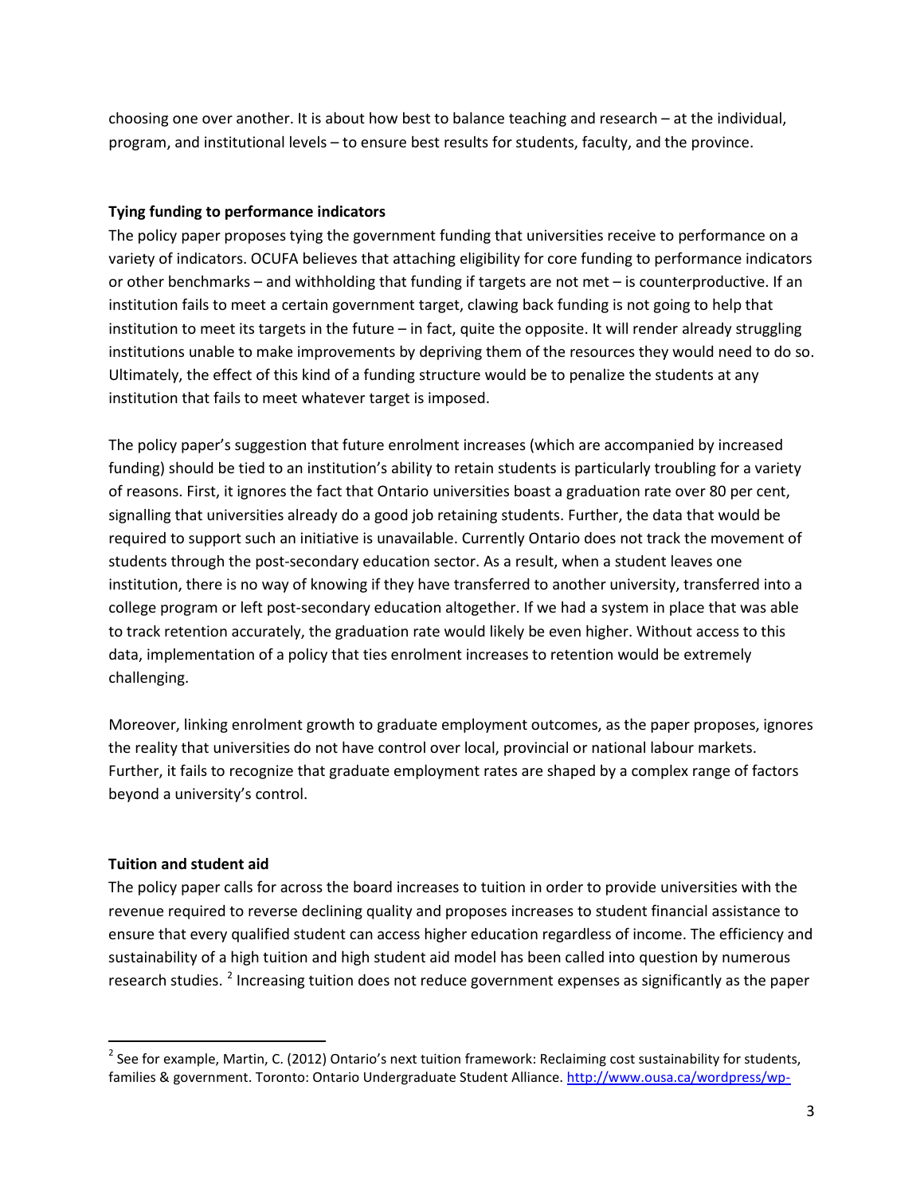choosing one over another. It is about how best to balance teaching and research – at the individual, program, and institutional levels – to ensure best results for students, faculty, and the province.

**Tying funding to performance indicators**

The policy paper proposes tying the government funding that universities receive to performance on a variety of indicators. OCUFA believes that attaching eligibility for core funding to performance indicators or other benchmarks – and withholding that funding if targets are not met – is counterproductive. If an institution fails to meet a certain government target, clawing back funding is not going to help that institution to meet its targets in the future – in fact, quite the opposite. It will render already struggling institutions unable to make improvements by depriving them of the resources they would need to do so. Ultimately, the effect of this kind of a funding structure would be to penalize the students at any institution that fails to meet whatever target is imposed.

The policy paper's suggestion that future enrolment increases (which are accompanied by increased funding) should be tied to an institution's ability to retain students is particularly troubling for a variety of reasons. First, it ignores the fact that Ontario universities boast a graduation rate over 80 per cent, signalling that universities already do a good job retaining students. Further, the data that would be required to support such an initiative is unavailable. Currently Ontario does not track the movement of students through the post-secondary education sector. As a result, when a student leaves one institution, there is no way of knowing if they have transferred to another university, transferred into a college program or left post-secondary education altogether. If we had a system in place that was able to track retention accurately, the graduation rate would likely be even higher. Without access to this data, implementation of a policy that ties enrolment increases to retention would be extremely challenging.

Moreover, linking enrolment growth to graduate employment outcomes, as the paper proposes, ignores the reality that universities do not have control over local, provincial or national labour markets. Further, it fails to recognize that graduate employment rates are shaped by a complex range of factors beyond a university's control.

**Tuition and student aid**

The policy paper calls for across the board increases to tuition in order to provide universities with the revenue required to reverse declining quality and proposes increases to student financial assistance to ensure that every qualified student can access higher education regardless of income. The efficiency and sustainability of a high tuition and high student aid model has been called into question by numerous research studies. [2] Increasing tuition does not reduce government expenses as significantly as the paper

---

[2] See for example, Martin, C. (2012) Ontario's next tuition framework: Reclaiming cost sustainability for students, families & government. Toronto: Ontario Undergraduate Student Alliance. http://www.ousa.ca/wordpress/wp-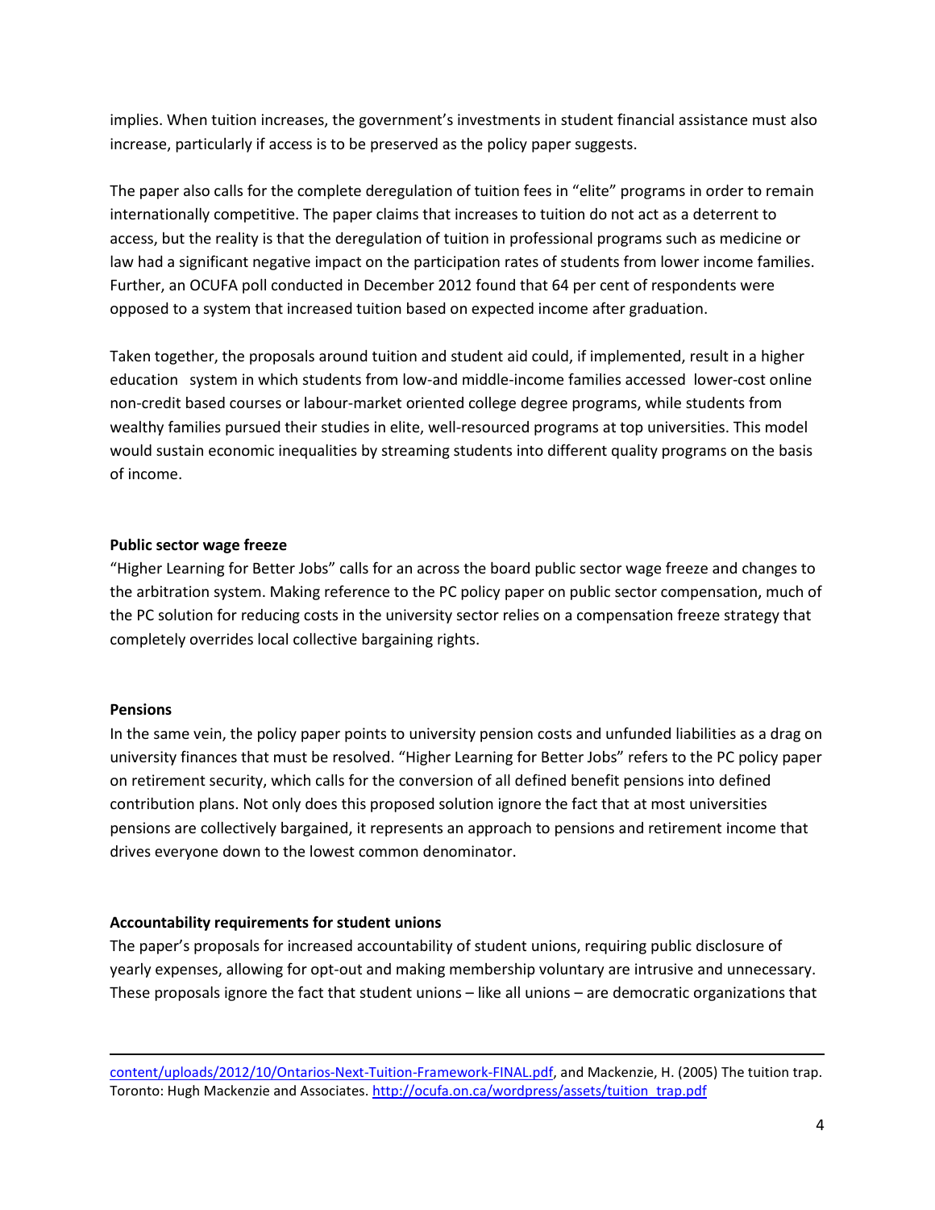implies. When tuition increases, the government's investments in student financial assistance must also increase, particularly if access is to be preserved as the policy paper suggests.

The paper also calls for the complete deregulation of tuition fees in "elite" programs in order to remain internationally competitive. The paper claims that increases to tuition do not act as a deterrent to access, but the reality is that the deregulation of tuition in professional programs such as medicine or law had a significant negative impact on the participation rates of students from lower income families. Further, an OCUFA poll conducted in December 2012 found that 64 per cent of respondents were opposed to a system that increased tuition based on expected income after graduation.

Taken together, the proposals around tuition and student aid could, if implemented, result in a higher education system in which students from low-and middle-income families accessed lower-cost online non-credit based courses or labour-market oriented college degree programs, while students from wealthy families pursued their studies in elite, well-resourced programs at top universities. This model would sustain economic inequalities by streaming students into different quality programs on the basis of income.

**Public sector wage freeze**

"Higher Learning for Better Jobs" calls for an across the board public sector wage freeze and changes to the arbitration system. Making reference to the PC policy paper on public sector compensation, much of the PC solution for reducing costs in the university sector relies on a compensation freeze strategy that completely overrides local collective bargaining rights.

**Pensions**

In the same vein, the policy paper points to university pension costs and unfunded liabilities as a drag on university finances that must be resolved. "Higher Learning for Better Jobs" refers to the PC policy paper on retirement security, which calls for the conversion of all defined benefit pensions into defined contribution plans. Not only does this proposed solution ignore the fact that at most universities pensions are collectively bargained, it represents an approach to pensions and retirement income that drives everyone down to the lowest common denominator.

**Accountability requirements for student unions**

The paper's proposals for increased accountability of student unions, requiring public disclosure of yearly expenses, allowing for opt-out and making membership voluntary are intrusive and unnecessary. These proposals ignore the fact that student unions – like all unions – are democratic organizations that

---

content/uploads/2012/10/Ontarios-Next-Tuition-Framework-FINAL.pdf, and Mackenzie, H. (2005) The tuition trap. Toronto: Hugh Mackenzie and Associates. http://ocufa.on.ca/wordpress/assets/tuition_trap.pdf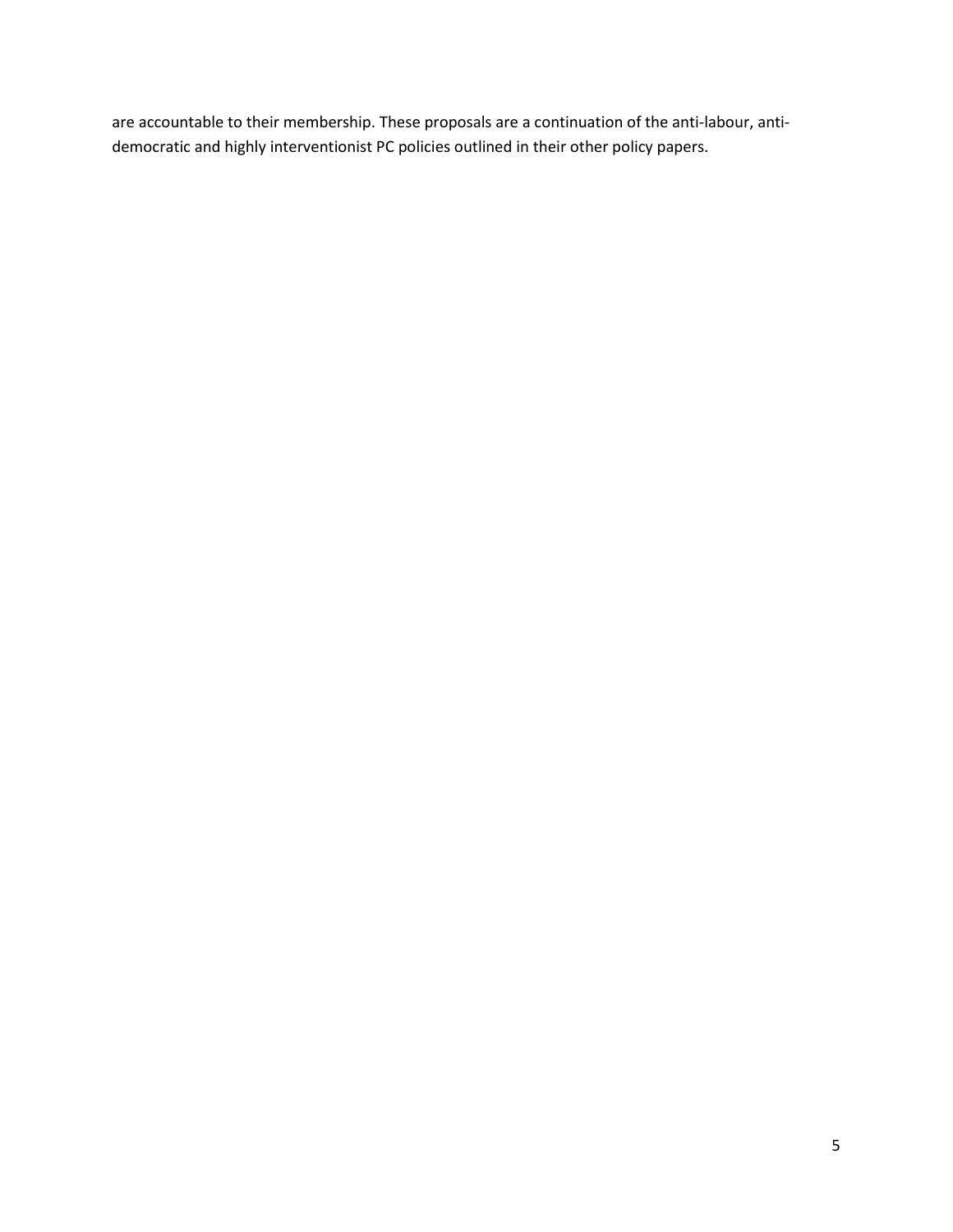are accountable to their membership. These proposals are a continuation of the anti-labour, anti-democratic and highly interventionist PC policies outlined in their other policy papers.